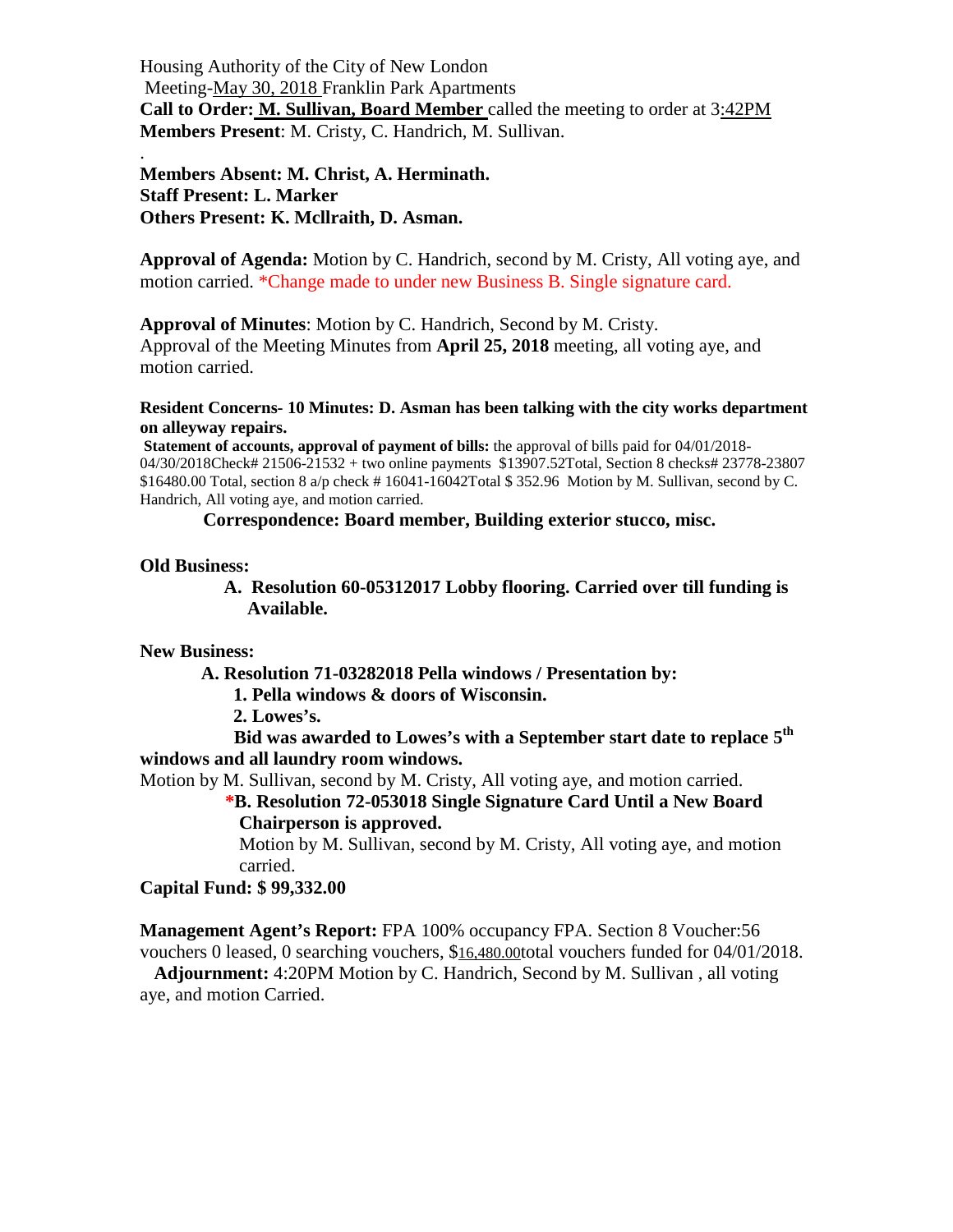Housing Authority of the City of New London

Meeting-May 30, 2018 Franklin Park Apartments

**Call to Order: M. Sullivan, Board Member** called the meeting to order at 3:42PM

**Members Present**: M. Cristy, C. Handrich, M. Sullivan.

.

**Members Absent: M. Christ, A. Herminath.**

**Staff Present: L. Marker**

**Others Present: K. Mcllraith, D. Asman.**

**Approval of Agenda:** Motion by C. Handrich, second by M. Cristy, All voting aye, and motion carried. *Change made to under new Business B. Single signature card.

**Approval of Minutes**: Motion by C. Handrich, Second by M. Cristy.
Approval of the Meeting Minutes from **April 25, 2018** meeting, all voting aye, and motion carried.

**Resident Concerns- 10 Minutes: D. Asman has been talking with the city works department on alleyway repairs.**

**Statement of accounts, approval of payment of bills:** the approval of bills paid for 04/01/2018-04/30/2018Check# 21506-21532 + two online payments $13907.52Total, Section 8 checks# 23778-23807 $16480.00 Total, section 8 a/p check # 16041-16042Total $ 352.96 Motion by M. Sullivan, second by C. Handrich, All voting aye, and motion carried.

**Correspondence: Board member, Building exterior stucco, misc.**

**Old Business:**

**A. Resolution 60-05312017 Lobby flooring. Carried over till funding is Available.**

**New Business:**

**A. Resolution 71-03282018 Pella windows / Presentation by:**

**1. Pella windows & doors of Wisconsin.**

**2. Lowes's.**

**Bid was awarded to Lowes's with a September start date to replace 5th windows and all laundry room windows.**

Motion by M. Sullivan, second by M. Cristy, All voting aye, and motion carried.

***B. Resolution 72-053018 Single Signature Card Until a New Board Chairperson is approved.**

Motion by M. Sullivan, second by M. Cristy, All voting aye, and motion carried.

**Capital Fund: $ 99,332.00**

**Management Agent's Report:** FPA 100% occupancy FPA. Section 8 Voucher:56 vouchers 0 leased, 0 searching vouchers, $16,480.00total vouchers funded for 04/01/2018.

**Adjournment:** 4:20PM Motion by C. Handrich, Second by M. Sullivan , all voting aye, and motion Carried.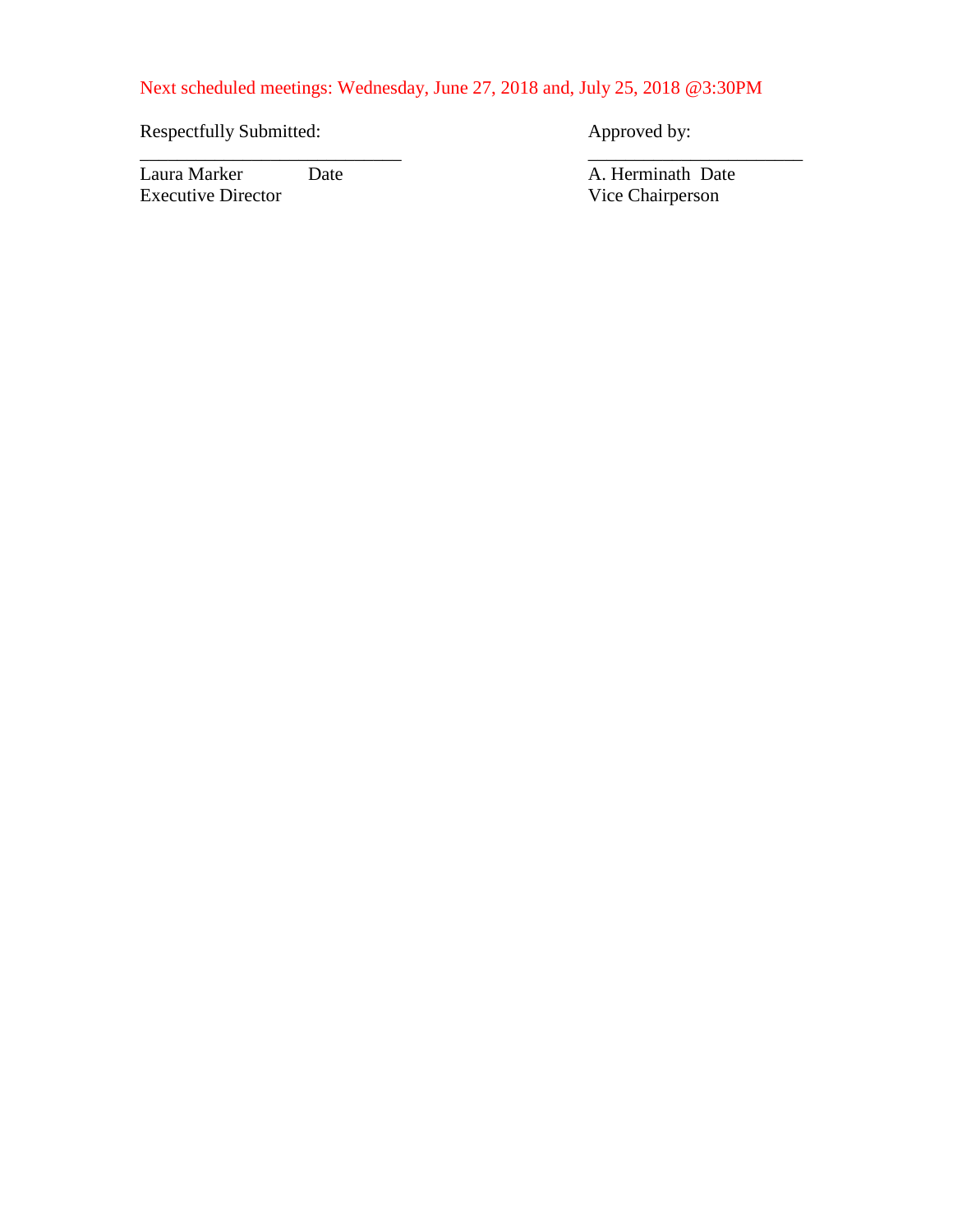Next scheduled meetings: Wednesday, June 27, 2018 and, July 25, 2018 @3:30PM

| | |
|---|---|
| Respectfully Submitted: | Approved by: |
| ____________________________ | _______________________ |
| Laura Marker Date | A. Herminath Date |
| Executive Director | Vice Chairperson |